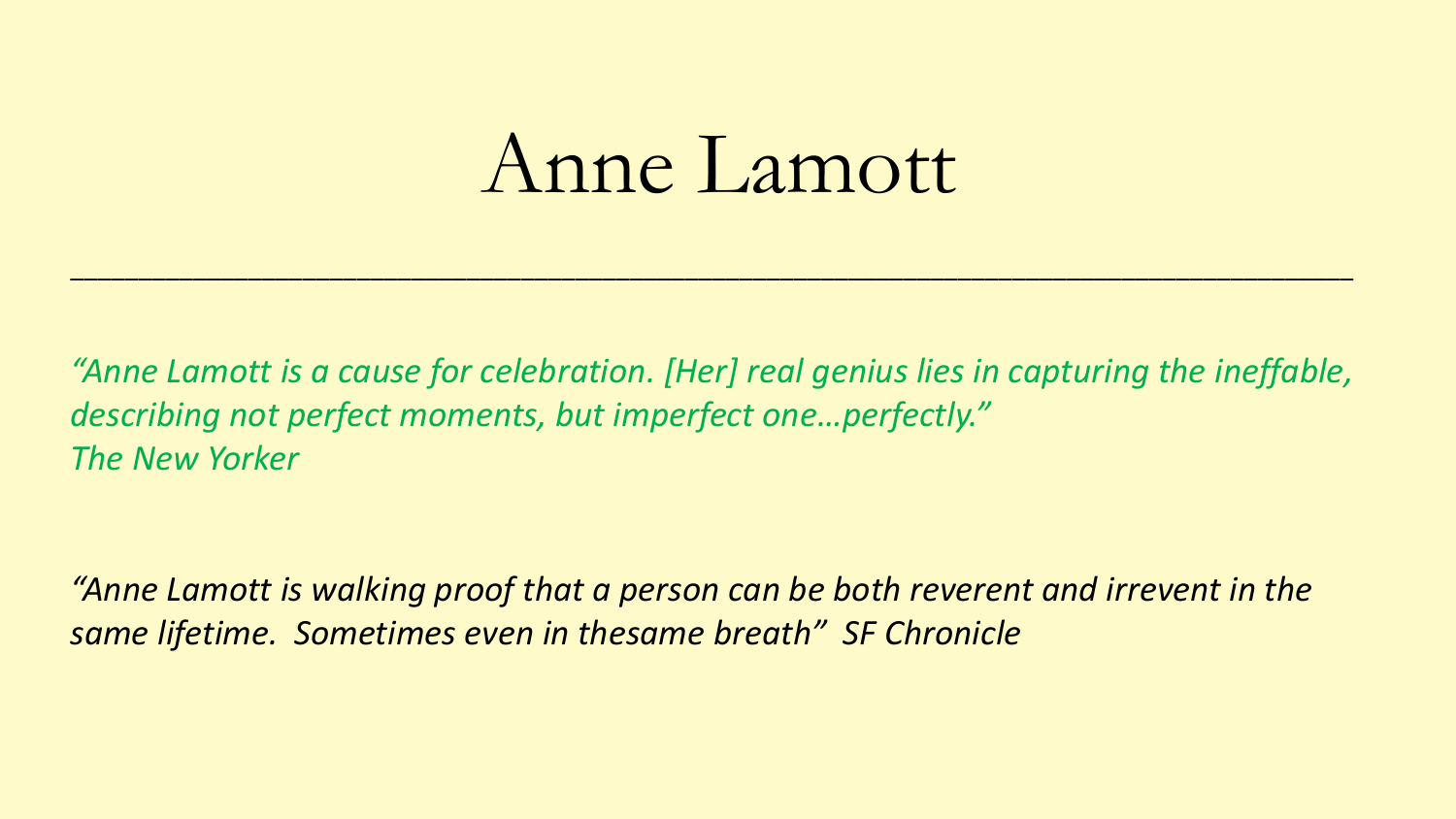# Anne Lamott

---

*“Anne Lamott is a cause for celebration. [Her] real genius lies in capturing the ineffable, describing not perfect moments, but imperfect one…perfectly.”*
*The New Yorker*

*“Anne Lamott is walking proof that a person can be both reverent and irrevent in the same lifetime. Sometimes even in thesame breath” SF Chronicle*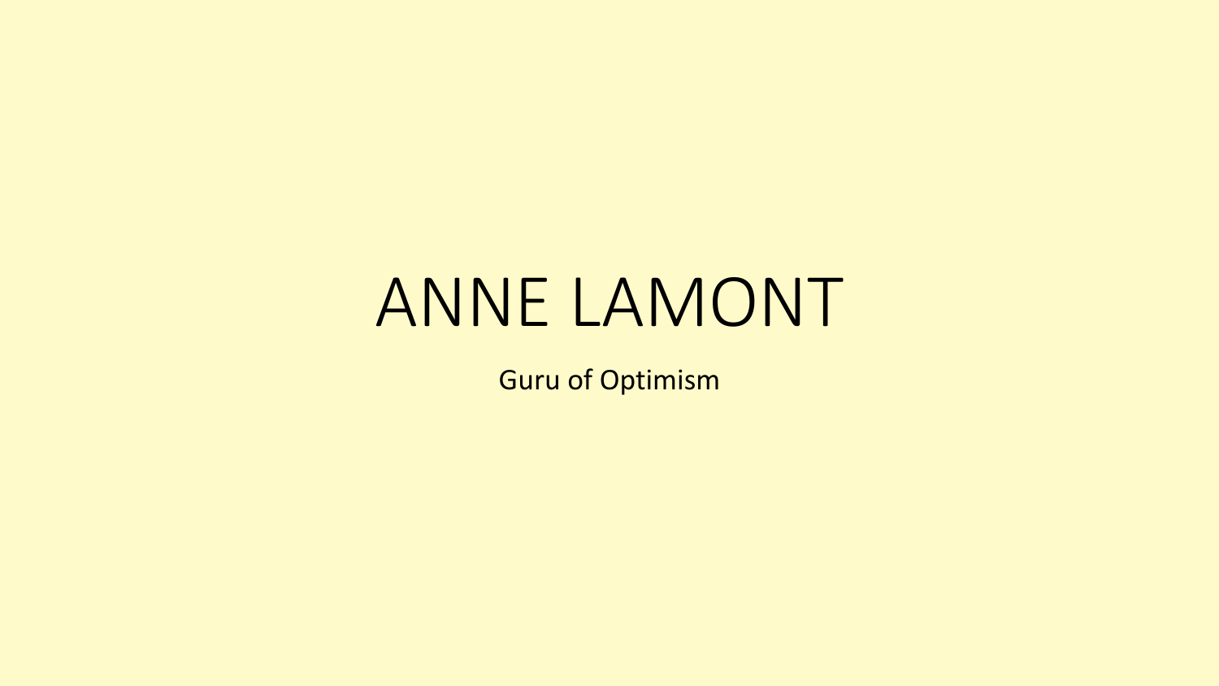# ANNE LAMONT

Guru of Optimism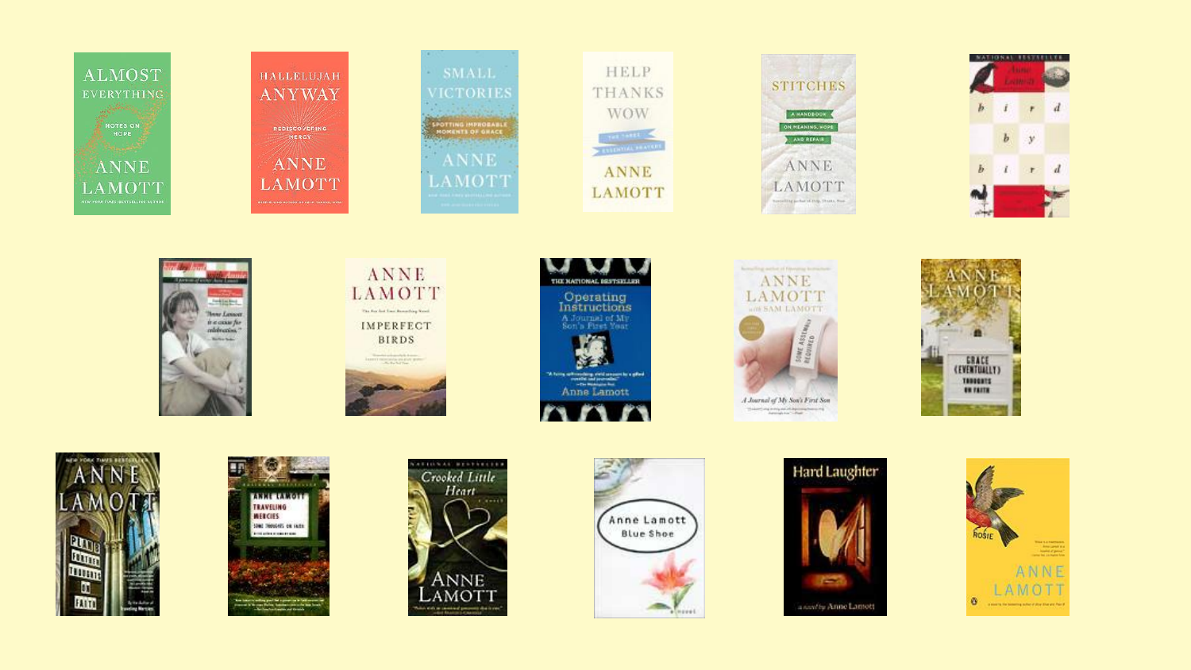ALMOST EVERYTHING
NOTES ON HOPE
ANNE LAMOTT

HALLELUJAH ANYWAY
REDISCOVERING MERCY
ANNE LAMOTT

SMALL VICTORIES
SPOTTING IMPROBABLE MOMENTS OF GRACE
ANNE LAMOTT

HELP THANKS WOW
THE THREE ESSENTIAL PRAYERS
ANNE LAMOTT

STITCHES
A HANDBOOK ON MEANING, HOPE AND REPAIR
ANNE LAMOTT

NATIONAL BESTSELLER
Anne Lamott
bird by bird

A portrait of writer Anne Lamott

ANNE LAMOTT
IMPERFECT BIRDS

THE NATIONAL BESTSELLER
Operating Instructions
A Journal of My Son's First Year
Anne Lamott

ANNE LAMOTT
with SAM LAMOTT
SOME ASSEMBLY REQUIRED
A Journal of My Son's First Son

ANNE LAMOTT
GRACE (EVENTUALLY)
THOUGHTS ON FAITH

NEW YORK TIMES BESTSELLER
ANNE LAMOTT
PLAN B
FURTHER THOUGHTS ON FAITH

ANNE LAMOTT
TRAVELING MERCIES
SOME THOUGHTS ON FAITH

NATIONAL BESTSELLER
Crooked Little Heart
a novel
ANNE LAMOTT

Anne Lamott
Blue Shoe
a novel

Hard Laughter
a novel by Anne Lamott

ROSIE
ANNE LAMOTT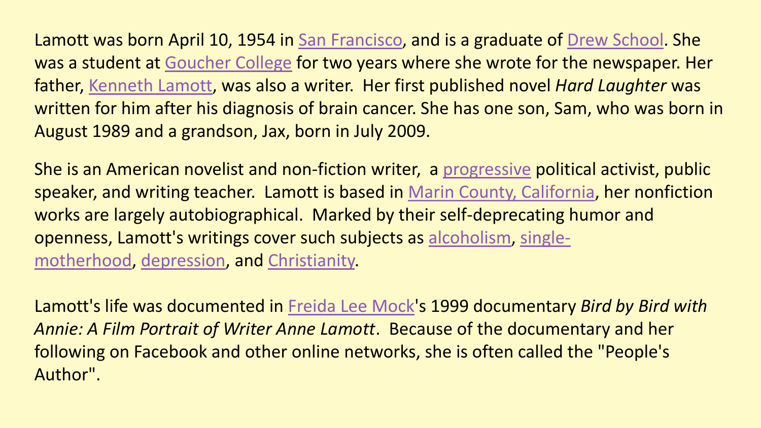Lamott was born April 10, 1954 in San Francisco, and is a graduate of Drew School. She was a student at Goucher College for two years where she wrote for the newspaper. Her father, Kenneth Lamott, was also a writer. Her first published novel *Hard Laughter* was written for him after his diagnosis of brain cancer. She has one son, Sam, who was born in August 1989 and a grandson, Jax, born in July 2009.

She is an American novelist and non-fiction writer, a progressive political activist, public speaker, and writing teacher. Lamott is based in Marin County, California, her nonfiction works are largely autobiographical. Marked by their self-deprecating humor and openness, Lamott's writings cover such subjects as alcoholism, single-motherhood, depression, and Christianity.

Lamott's life was documented in Freida Lee Mock's 1999 documentary *Bird by Bird with Annie: A Film Portrait of Writer Anne Lamott*. Because of the documentary and her following on Facebook and other online networks, she is often called the "People's Author".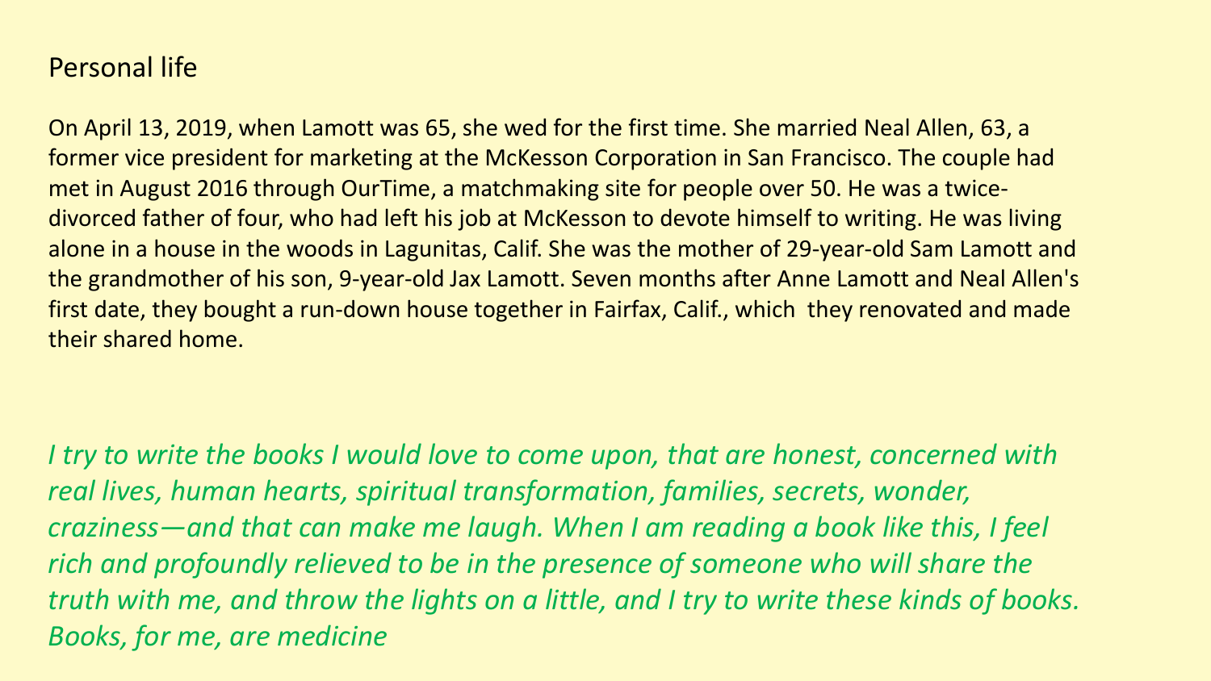## Personal life

On April 13, 2019, when Lamott was 65, she wed for the first time. She married Neal Allen, 63, a former vice president for marketing at the McKesson Corporation in San Francisco. The couple had met in August 2016 through OurTime, a matchmaking site for people over 50. He was a twice-divorced father of four, who had left his job at McKesson to devote himself to writing. He was living alone in a house in the woods in Lagunitas, Calif. She was the mother of 29-year-old Sam Lamott and the grandmother of his son, 9-year-old Jax Lamott. Seven months after Anne Lamott and Neal Allen's first date, they bought a run-down house together in Fairfax, Calif., which they renovated and made their shared home.

*I try to write the books I would love to come upon, that are honest, concerned with real lives, human hearts, spiritual transformation, families, secrets, wonder, craziness—and that can make me laugh. When I am reading a book like this, I feel rich and profoundly relieved to be in the presence of someone who will share the truth with me, and throw the lights on a little, and I try to write these kinds of books. Books, for me, are medicine*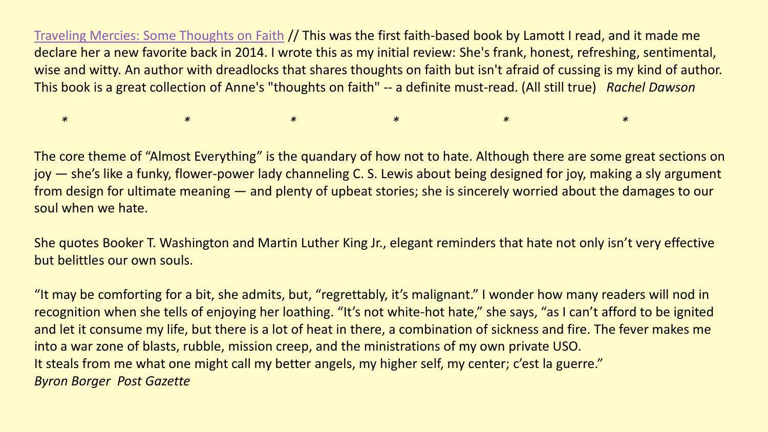Traveling Mercies: Some Thoughts on Faith // This was the first faith-based book by Lamott I read, and it made me declare her a new favorite back in 2014. I wrote this as my initial review: She's frank, honest, refreshing, sentimental, wise and witty. An author with dreadlocks that shares thoughts on faith but isn't afraid of cussing is my kind of author. This book is a great collection of Anne's "thoughts on faith" -- a definite must-read. (All still true) *Rachel Dawson*

\* \* \* \* \* \*

The core theme of “Almost Everything” is the quandary of how not to hate. Although there are some great sections on joy — she’s like a funky, flower-power lady channeling C. S. Lewis about being designed for joy, making a sly argument from design for ultimate meaning — and plenty of upbeat stories; she is sincerely worried about the damages to our soul when we hate.

She quotes Booker T. Washington and Martin Luther King Jr., elegant reminders that hate not only isn’t very effective but belittles our own souls.

“It may be comforting for a bit, she admits, but, “regrettably, it’s malignant.” I wonder how many readers will nod in recognition when she tells of enjoying her loathing. “It’s not white-hot hate,” she says, “as I can’t afford to be ignited and let it consume my life, but there is a lot of heat in there, a combination of sickness and fire. The fever makes me into a war zone of blasts, rubble, mission creep, and the ministrations of my own private USO.
It steals from me what one might call my better angels, my higher self, my center; c’est la guerre.”
*Byron Borger Post Gazette*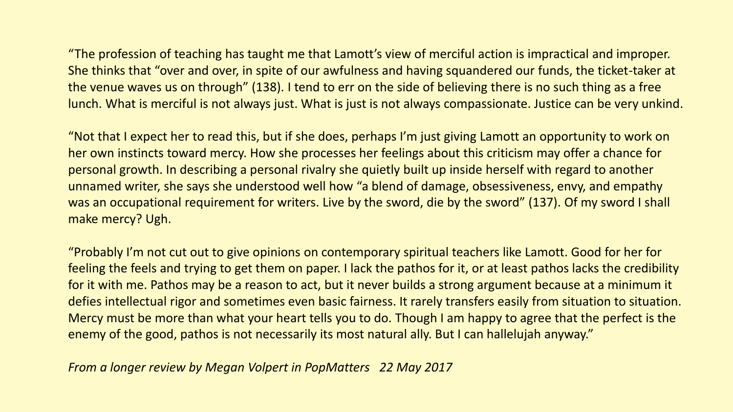“The profession of teaching has taught me that Lamott’s view of merciful action is impractical and improper. She thinks that “over and over, in spite of our awfulness and having squandered our funds, the ticket-taker at the venue waves us on through” (138). I tend to err on the side of believing there is no such thing as a free lunch. What is merciful is not always just. What is just is not always compassionate. Justice can be very unkind.

“Not that I expect her to read this, but if she does, perhaps I’m just giving Lamott an opportunity to work on her own instincts toward mercy. How she processes her feelings about this criticism may offer a chance for personal growth. In describing a personal rivalry she quietly built up inside herself with regard to another unnamed writer, she says she understood well how “a blend of damage, obsessiveness, envy, and empathy was an occupational requirement for writers. Live by the sword, die by the sword” (137). Of my sword I shall make mercy? Ugh.

“Probably I’m not cut out to give opinions on contemporary spiritual teachers like Lamott. Good for her for feeling the feels and trying to get them on paper. I lack the pathos for it, or at least pathos lacks the credibility for it with me. Pathos may be a reason to act, but it never builds a strong argument because at a minimum it defies intellectual rigor and sometimes even basic fairness. It rarely transfers easily from situation to situation. Mercy must be more than what your heart tells you to do. Though I am happy to agree that the perfect is the enemy of the good, pathos is not necessarily its most natural ally. But I can hallelujah anyway.”

*From a longer review by Megan Volpert in PopMatters 22 May 2017*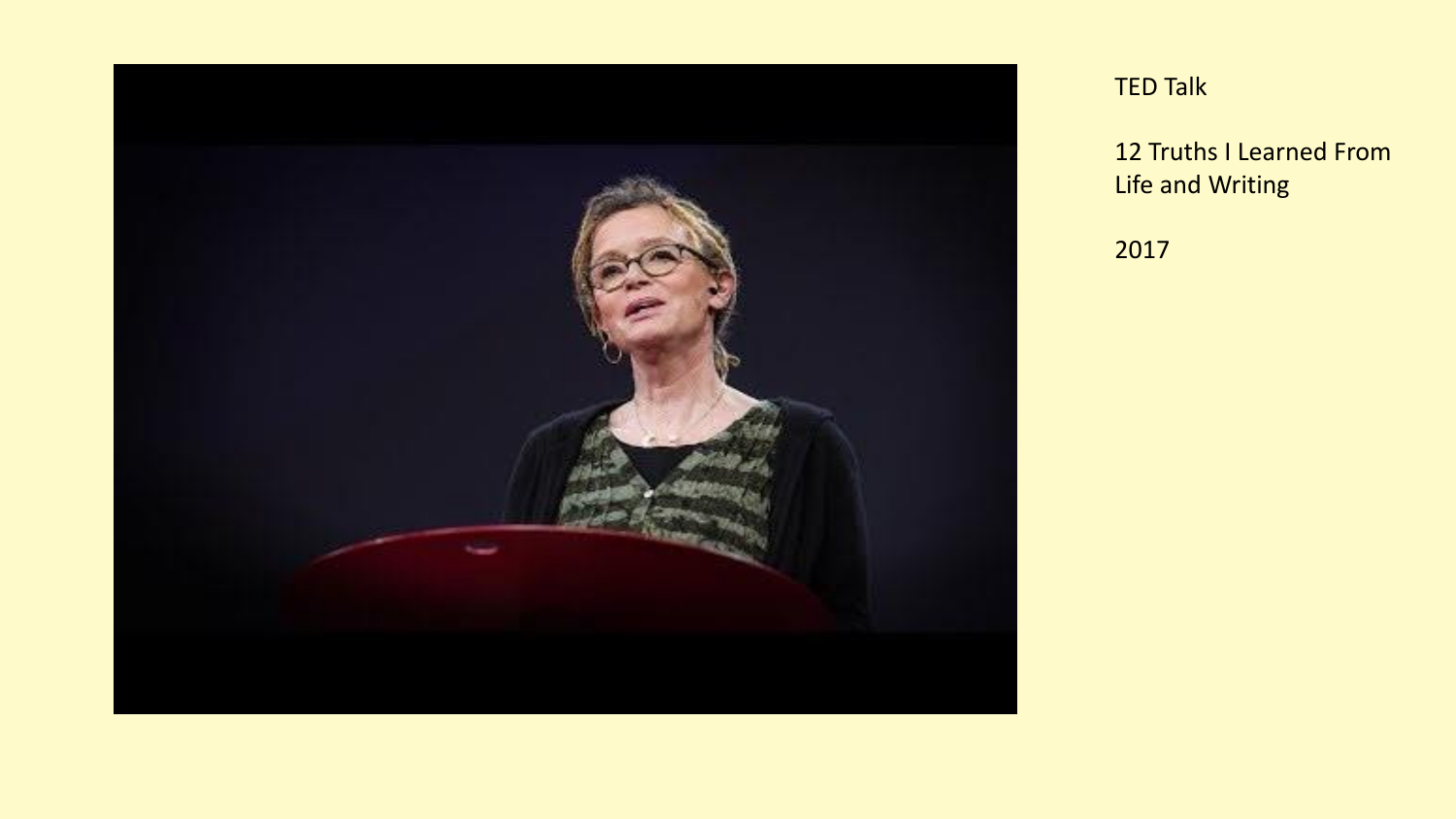TED Talk

12 Truths I Learned From Life and Writing

2017